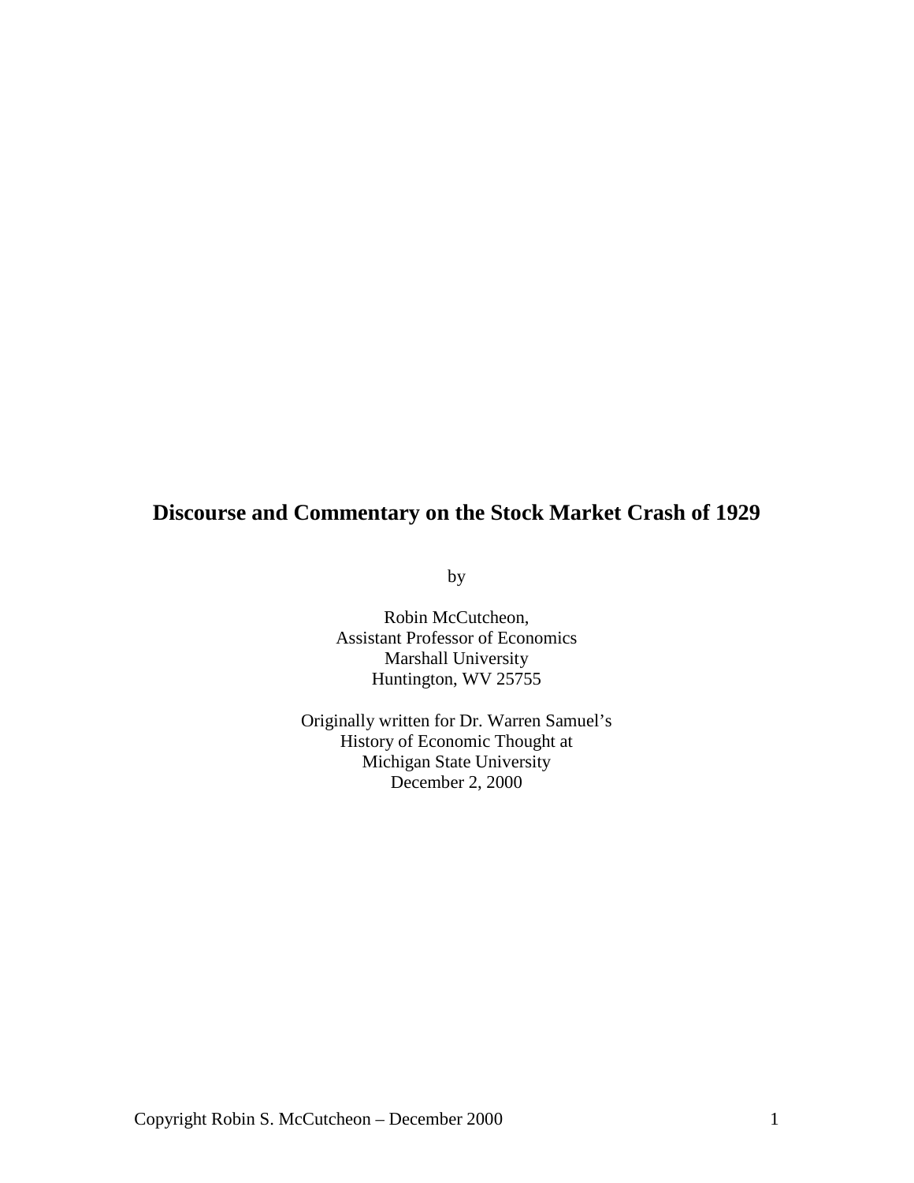# Discourse and Commentary on the Stock Market Crash of 1929

by

Robin McCutcheon,
Assistant Professor of Economics
Marshall University
Huntington, WV 25755

Originally written for Dr. Warren Samuel's
History of Economic Thought at
Michigan State University
December 2, 2000

Copyright Robin S. McCutcheon – December 2000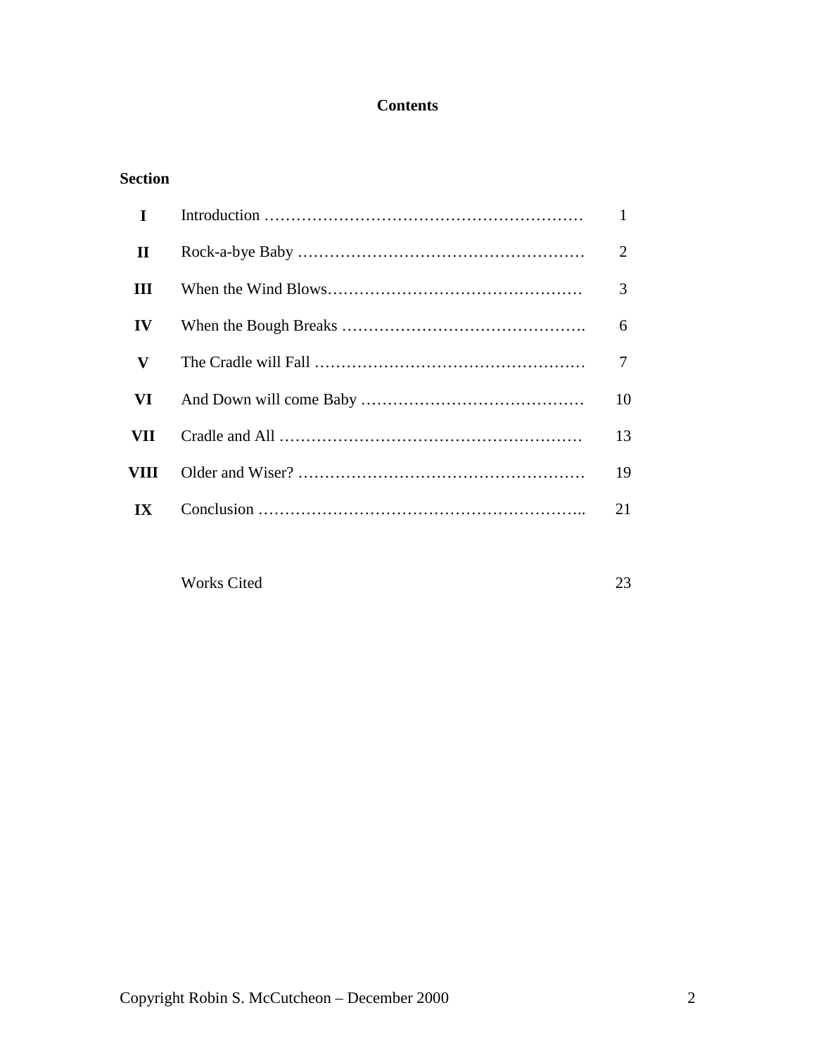# Contents

**Section**

| | | |
|---|---|---|
| **I** | Introduction | 1 |
| **II** | Rock-a-bye Baby | 2 |
| **III** | When the Wind Blows | 3 |
| **IV** | When the Bough Breaks | 6 |
| **V** | The Cradle will Fall | 7 |
| **VI** | And Down will come Baby | 10 |
| **VII** | Cradle and All | 13 |
| **VIII** | Older and Wiser? | 19 |
| **IX** | Conclusion | 21 |
| | Works Cited | 23 |

Copyright Robin S. McCutcheon – December 2000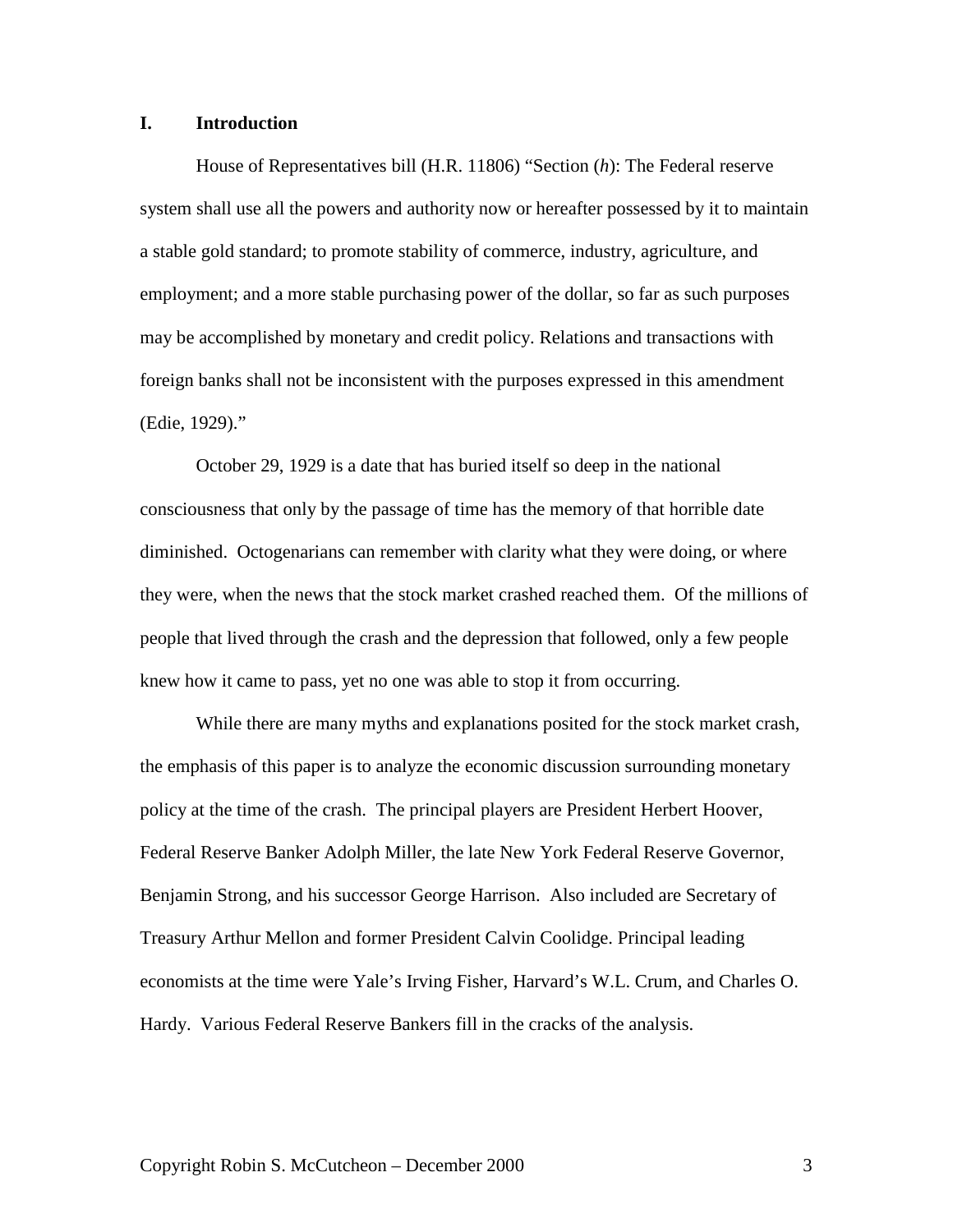## I. Introduction

House of Representatives bill (H.R. 11806) "Section (*h*): The Federal reserve system shall use all the powers and authority now or hereafter possessed by it to maintain a stable gold standard; to promote stability of commerce, industry, agriculture, and employment; and a more stable purchasing power of the dollar, so far as such purposes may be accomplished by monetary and credit policy. Relations and transactions with foreign banks shall not be inconsistent with the purposes expressed in this amendment (Edie, 1929)."

October 29, 1929 is a date that has buried itself so deep in the national consciousness that only by the passage of time has the memory of that horrible date diminished. Octogenarians can remember with clarity what they were doing, or where they were, when the news that the stock market crashed reached them. Of the millions of people that lived through the crash and the depression that followed, only a few people knew how it came to pass, yet no one was able to stop it from occurring.

While there are many myths and explanations posited for the stock market crash, the emphasis of this paper is to analyze the economic discussion surrounding monetary policy at the time of the crash. The principal players are President Herbert Hoover, Federal Reserve Banker Adolph Miller, the late New York Federal Reserve Governor, Benjamin Strong, and his successor George Harrison. Also included are Secretary of Treasury Arthur Mellon and former President Calvin Coolidge. Principal leading economists at the time were Yale's Irving Fisher, Harvard's W.L. Crum, and Charles O. Hardy. Various Federal Reserve Bankers fill in the cracks of the analysis.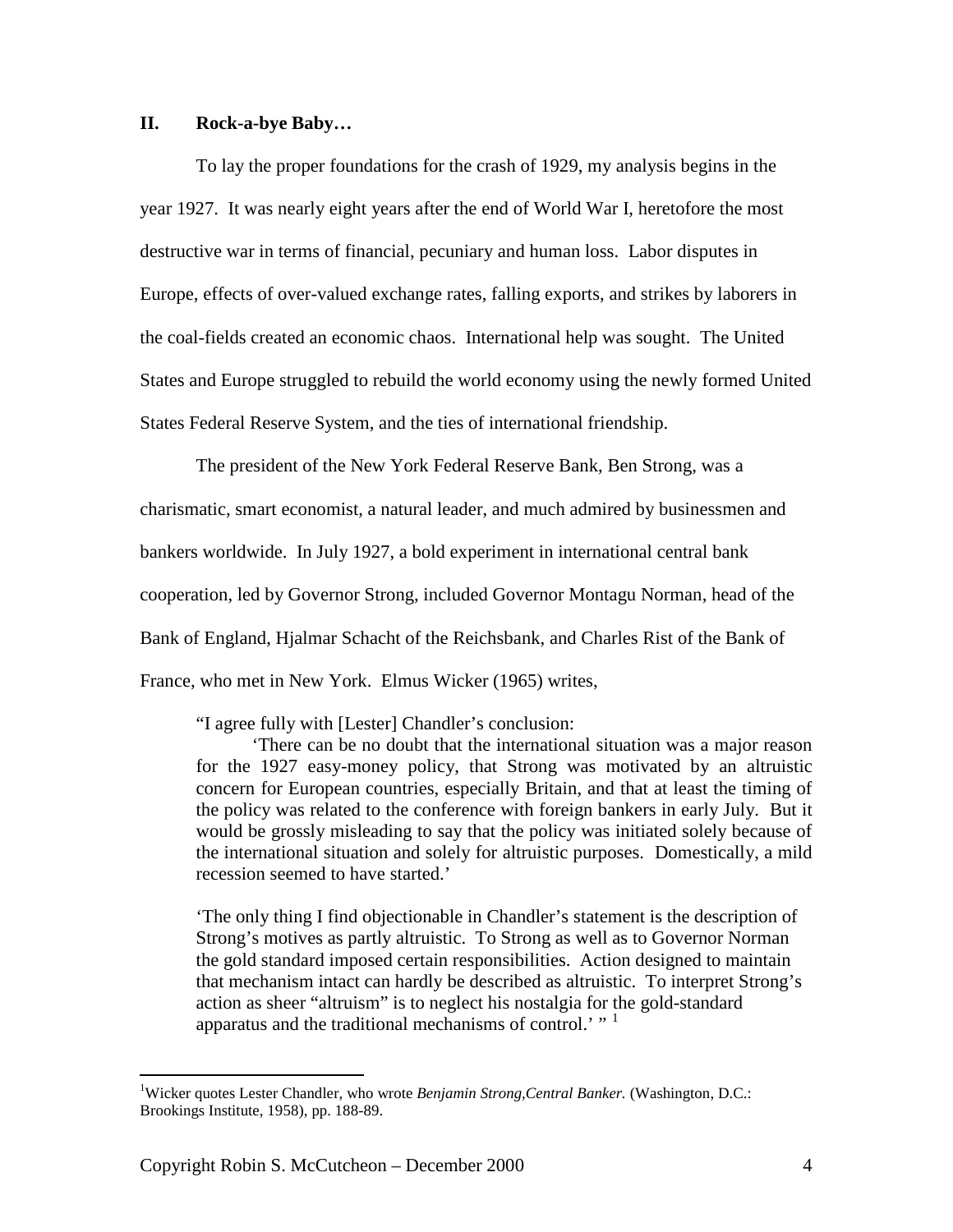## II. Rock-a-bye Baby…

To lay the proper foundations for the crash of 1929, my analysis begins in the year 1927. It was nearly eight years after the end of World War I, heretofore the most destructive war in terms of financial, pecuniary and human loss. Labor disputes in Europe, effects of over-valued exchange rates, falling exports, and strikes by laborers in the coal-fields created an economic chaos. International help was sought. The United States and Europe struggled to rebuild the world economy using the newly formed United States Federal Reserve System, and the ties of international friendship.

The president of the New York Federal Reserve Bank, Ben Strong, was a charismatic, smart economist, a natural leader, and much admired by businessmen and bankers worldwide. In July 1927, a bold experiment in international central bank cooperation, led by Governor Strong, included Governor Montagu Norman, head of the Bank of England, Hjalmar Schacht of the Reichsbank, and Charles Rist of the Bank of France, who met in New York. Elmus Wicker (1965) writes,

> "I agree fully with [Lester] Chandler's conclusion:
>
> 'There can be no doubt that the international situation was a major reason for the 1927 easy-money policy, that Strong was motivated by an altruistic concern for European countries, especially Britain, and that at least the timing of the policy was related to the conference with foreign bankers in early July. But it would be grossly misleading to say that the policy was initiated solely because of the international situation and solely for altruistic purposes. Domestically, a mild recession seemed to have started.'
>
> 'The only thing I find objectionable in Chandler's statement is the description of Strong's motives as partly altruistic. To Strong as well as to Governor Norman the gold standard imposed certain responsibilities. Action designed to maintain that mechanism intact can hardly be described as altruistic. To interpret Strong's action as sheer "altruism" is to neglect his nostalgia for the gold-standard apparatus and the traditional mechanisms of control.' " [1]

---

[1] Wicker quotes Lester Chandler, who wrote *Benjamin Strong,Central Banker.* (Washington, D.C.: Brookings Institute, 1958), pp. 188-89.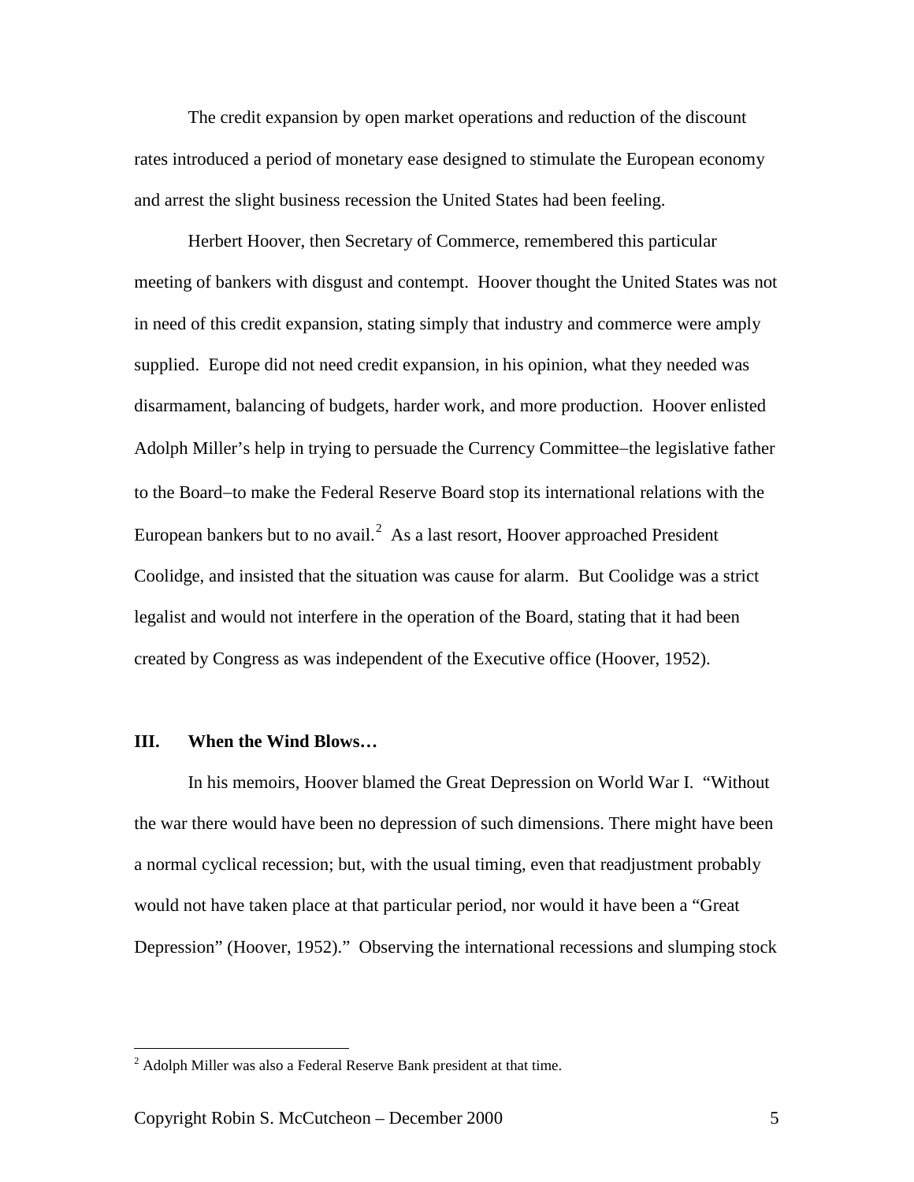The credit expansion by open market operations and reduction of the discount rates introduced a period of monetary ease designed to stimulate the European economy and arrest the slight business recession the United States had been feeling.

Herbert Hoover, then Secretary of Commerce, remembered this particular meeting of bankers with disgust and contempt. Hoover thought the United States was not in need of this credit expansion, stating simply that industry and commerce were amply supplied. Europe did not need credit expansion, in his opinion, what they needed was disarmament, balancing of budgets, harder work, and more production. Hoover enlisted Adolph Miller's help in trying to persuade the Currency Committee–the legislative father to the Board–to make the Federal Reserve Board stop its international relations with the European bankers but to no avail.[2] As a last resort, Hoover approached President Coolidge, and insisted that the situation was cause for alarm. But Coolidge was a strict legalist and would not interfere in the operation of the Board, stating that it had been created by Congress as was independent of the Executive office (Hoover, 1952).

## III. When the Wind Blows…

In his memoirs, Hoover blamed the Great Depression on World War I. "Without the war there would have been no depression of such dimensions. There might have been a normal cyclical recession; but, with the usual timing, even that readjustment probably would not have taken place at that particular period, nor would it have been a "Great Depression" (Hoover, 1952)." Observing the international recessions and slumping stock

---

[2] Adolph Miller was also a Federal Reserve Bank president at that time.

Copyright Robin S. McCutcheon – December 2000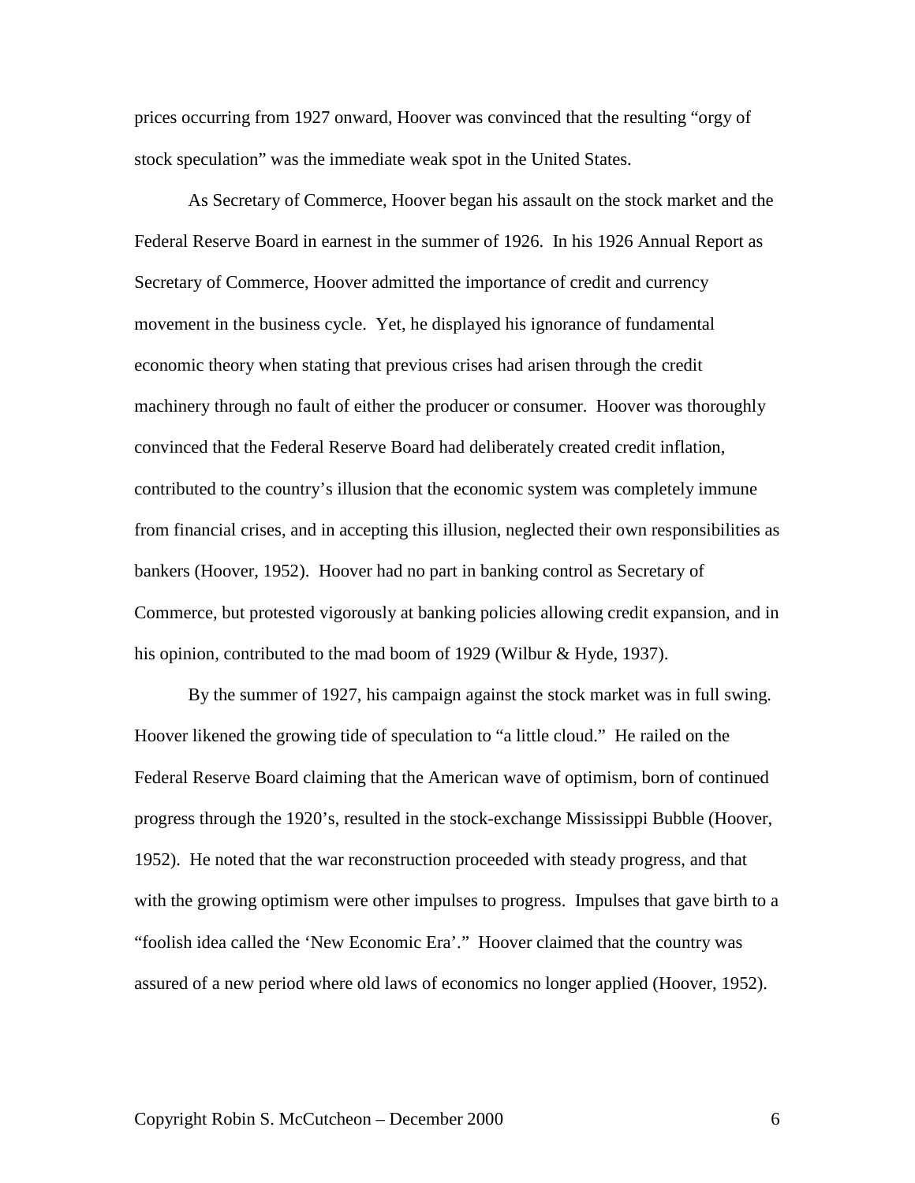prices occurring from 1927 onward, Hoover was convinced that the resulting "orgy of stock speculation" was the immediate weak spot in the United States.

As Secretary of Commerce, Hoover began his assault on the stock market and the Federal Reserve Board in earnest in the summer of 1926. In his 1926 Annual Report as Secretary of Commerce, Hoover admitted the importance of credit and currency movement in the business cycle. Yet, he displayed his ignorance of fundamental economic theory when stating that previous crises had arisen through the credit machinery through no fault of either the producer or consumer. Hoover was thoroughly convinced that the Federal Reserve Board had deliberately created credit inflation, contributed to the country's illusion that the economic system was completely immune from financial crises, and in accepting this illusion, neglected their own responsibilities as bankers (Hoover, 1952). Hoover had no part in banking control as Secretary of Commerce, but protested vigorously at banking policies allowing credit expansion, and in his opinion, contributed to the mad boom of 1929 (Wilbur & Hyde, 1937).

By the summer of 1927, his campaign against the stock market was in full swing. Hoover likened the growing tide of speculation to "a little cloud." He railed on the Federal Reserve Board claiming that the American wave of optimism, born of continued progress through the 1920's, resulted in the stock-exchange Mississippi Bubble (Hoover, 1952). He noted that the war reconstruction proceeded with steady progress, and that with the growing optimism were other impulses to progress. Impulses that gave birth to a "foolish idea called the 'New Economic Era'." Hoover claimed that the country was assured of a new period where old laws of economics no longer applied (Hoover, 1952).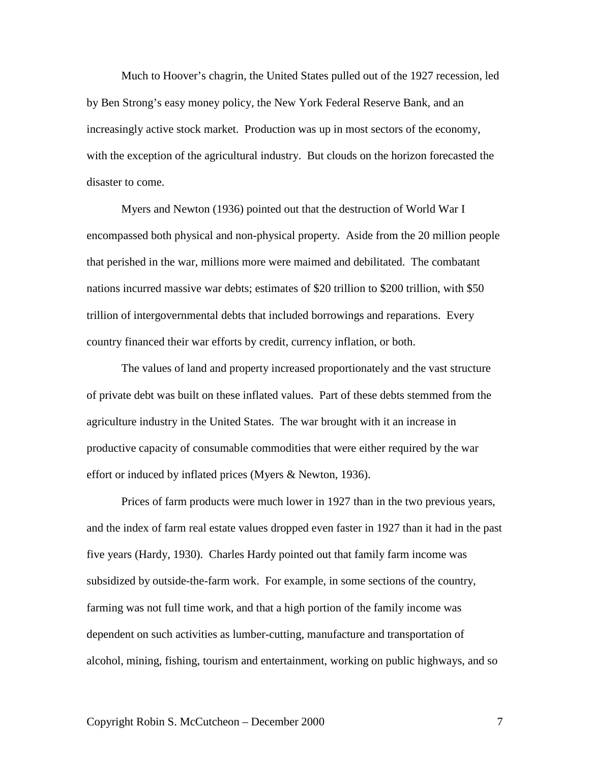Much to Hoover's chagrin, the United States pulled out of the 1927 recession, led by Ben Strong's easy money policy, the New York Federal Reserve Bank, and an increasingly active stock market. Production was up in most sectors of the economy, with the exception of the agricultural industry. But clouds on the horizon forecasted the disaster to come.

Myers and Newton (1936) pointed out that the destruction of World War I encompassed both physical and non-physical property. Aside from the 20 million people that perished in the war, millions more were maimed and debilitated. The combatant nations incurred massive war debts; estimates of $20 trillion to $200 trillion, with $50 trillion of intergovernmental debts that included borrowings and reparations. Every country financed their war efforts by credit, currency inflation, or both.

The values of land and property increased proportionately and the vast structure of private debt was built on these inflated values. Part of these debts stemmed from the agriculture industry in the United States. The war brought with it an increase in productive capacity of consumable commodities that were either required by the war effort or induced by inflated prices (Myers & Newton, 1936).

Prices of farm products were much lower in 1927 than in the two previous years, and the index of farm real estate values dropped even faster in 1927 than it had in the past five years (Hardy, 1930). Charles Hardy pointed out that family farm income was subsidized by outside-the-farm work. For example, in some sections of the country, farming was not full time work, and that a high portion of the family income was dependent on such activities as lumber-cutting, manufacture and transportation of alcohol, mining, fishing, tourism and entertainment, working on public highways, and so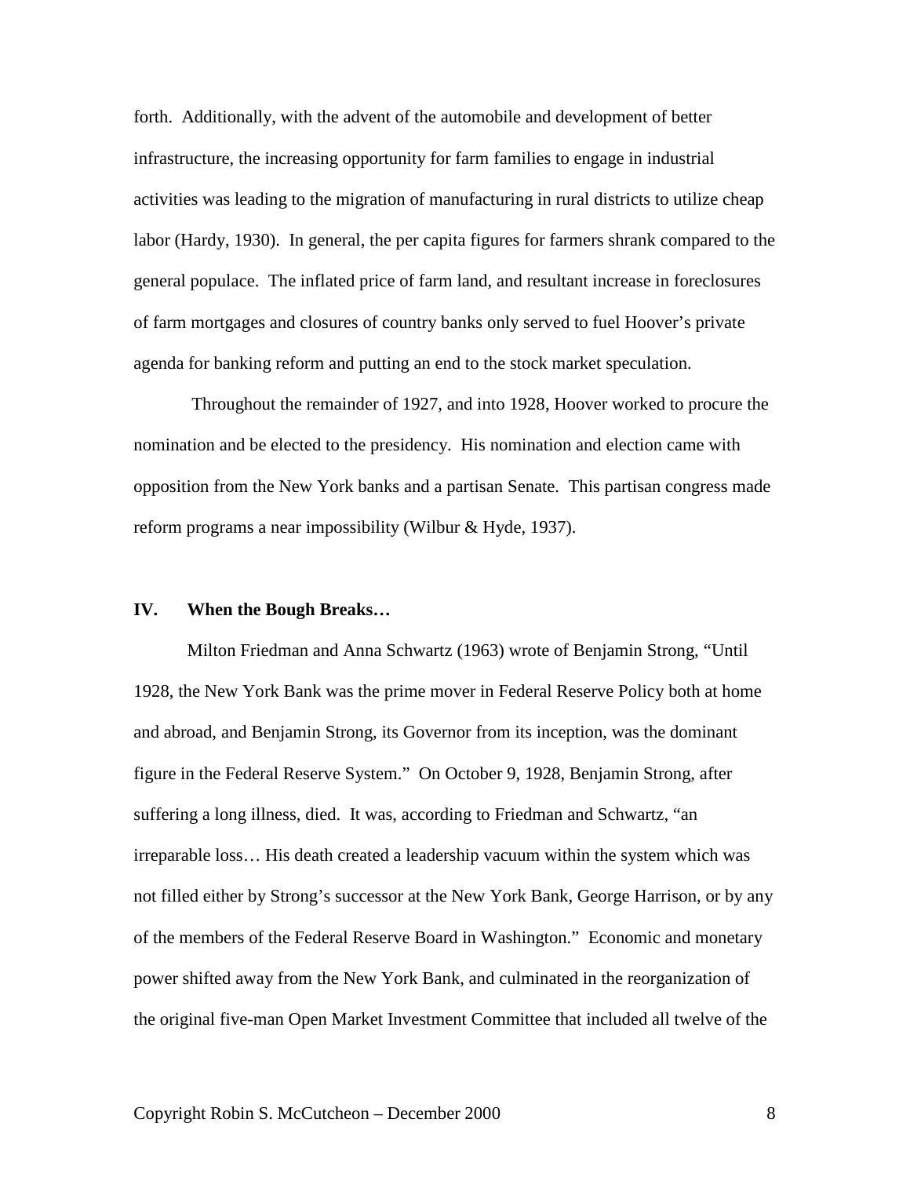forth. Additionally, with the advent of the automobile and development of better infrastructure, the increasing opportunity for farm families to engage in industrial activities was leading to the migration of manufacturing in rural districts to utilize cheap labor (Hardy, 1930). In general, the per capita figures for farmers shrank compared to the general populace. The inflated price of farm land, and resultant increase in foreclosures of farm mortgages and closures of country banks only served to fuel Hoover's private agenda for banking reform and putting an end to the stock market speculation.

Throughout the remainder of 1927, and into 1928, Hoover worked to procure the nomination and be elected to the presidency. His nomination and election came with opposition from the New York banks and a partisan Senate. This partisan congress made reform programs a near impossibility (Wilbur & Hyde, 1937).

## IV. When the Bough Breaks…

Milton Friedman and Anna Schwartz (1963) wrote of Benjamin Strong, "Until 1928, the New York Bank was the prime mover in Federal Reserve Policy both at home and abroad, and Benjamin Strong, its Governor from its inception, was the dominant figure in the Federal Reserve System." On October 9, 1928, Benjamin Strong, after suffering a long illness, died. It was, according to Friedman and Schwartz, "an irreparable loss… His death created a leadership vacuum within the system which was not filled either by Strong's successor at the New York Bank, George Harrison, or by any of the members of the Federal Reserve Board in Washington." Economic and monetary power shifted away from the New York Bank, and culminated in the reorganization of the original five-man Open Market Investment Committee that included all twelve of the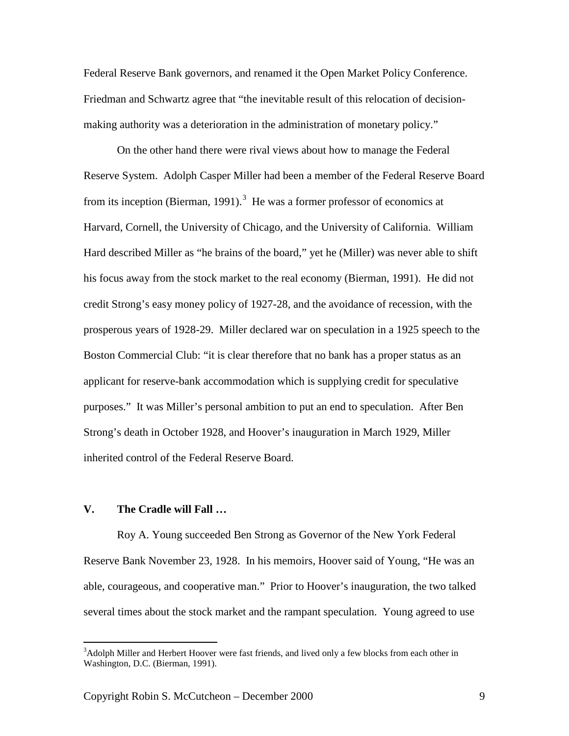Federal Reserve Bank governors, and renamed it the Open Market Policy Conference. Friedman and Schwartz agree that "the inevitable result of this relocation of decision-making authority was a deterioration in the administration of monetary policy."

On the other hand there were rival views about how to manage the Federal Reserve System. Adolph Casper Miller had been a member of the Federal Reserve Board from its inception (Bierman, 1991).[3] He was a former professor of economics at Harvard, Cornell, the University of Chicago, and the University of California. William Hard described Miller as "he brains of the board," yet he (Miller) was never able to shift his focus away from the stock market to the real economy (Bierman, 1991). He did not credit Strong's easy money policy of 1927-28, and the avoidance of recession, with the prosperous years of 1928-29. Miller declared war on speculation in a 1925 speech to the Boston Commercial Club: "it is clear therefore that no bank has a proper status as an applicant for reserve-bank accommodation which is supplying credit for speculative purposes." It was Miller's personal ambition to put an end to speculation. After Ben Strong's death in October 1928, and Hoover's inauguration in March 1929, Miller inherited control of the Federal Reserve Board.

## V. The Cradle will Fall …

Roy A. Young succeeded Ben Strong as Governor of the New York Federal Reserve Bank November 23, 1928. In his memoirs, Hoover said of Young, "He was an able, courageous, and cooperative man." Prior to Hoover's inauguration, the two talked several times about the stock market and the rampant speculation. Young agreed to use

[3]Adolph Miller and Herbert Hoover were fast friends, and lived only a few blocks from each other in Washington, D.C. (Bierman, 1991).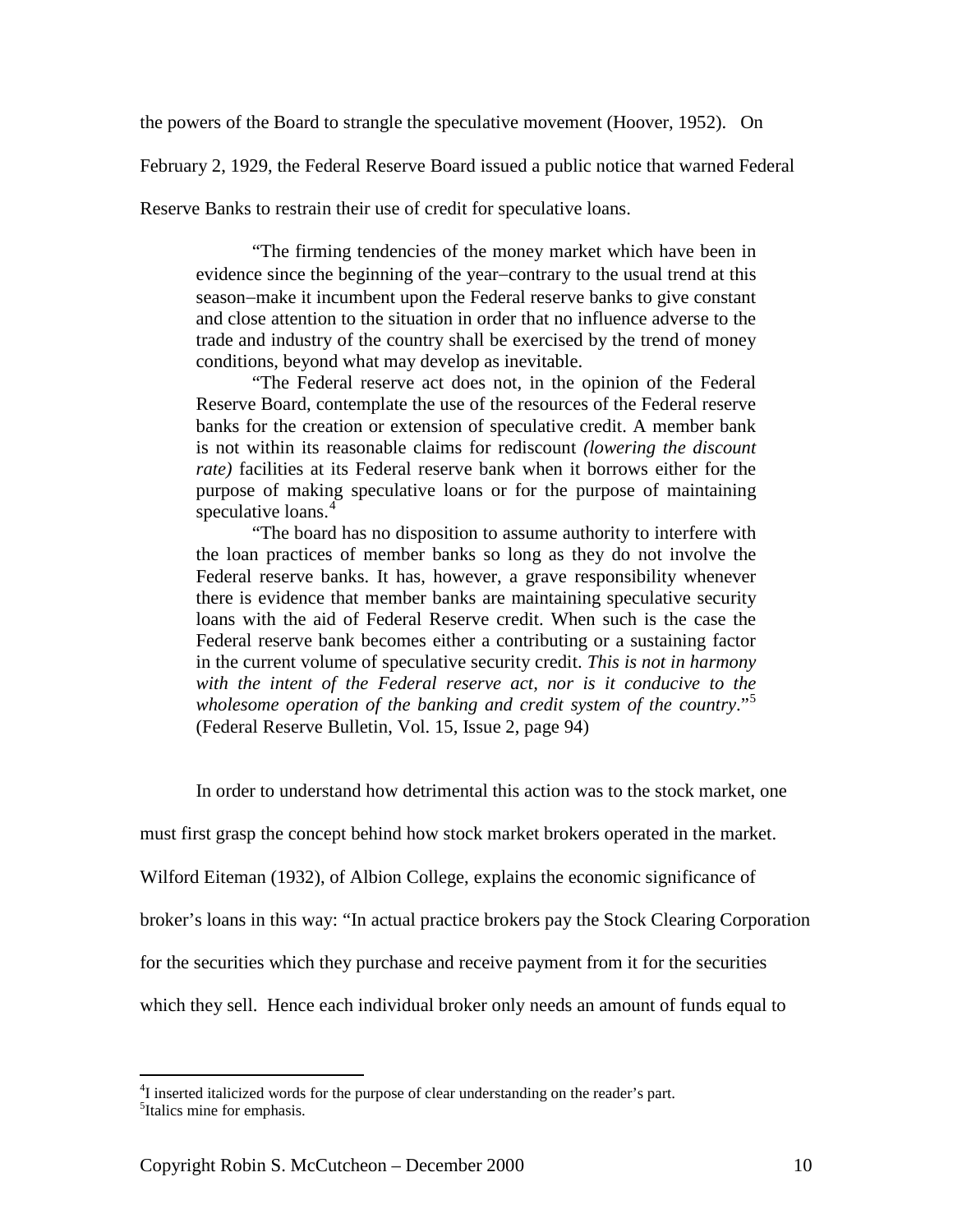the powers of the Board to strangle the speculative movement (Hoover, 1952). On February 2, 1929, the Federal Reserve Board issued a public notice that warned Federal Reserve Banks to restrain their use of credit for speculative loans.

> "The firming tendencies of the money market which have been in evidence since the beginning of the year–contrary to the usual trend at this season–make it incumbent upon the Federal reserve banks to give constant and close attention to the situation in order that no influence adverse to the trade and industry of the country shall be exercised by the trend of money conditions, beyond what may develop as inevitable.
>
> "The Federal reserve act does not, in the opinion of the Federal Reserve Board, contemplate the use of the resources of the Federal reserve banks for the creation or extension of speculative credit. A member bank is not within its reasonable claims for rediscount *(lowering the discount rate)* facilities at its Federal reserve bank when it borrows either for the purpose of making speculative loans or for the purpose of maintaining speculative loans.[4]
>
> "The board has no disposition to assume authority to interfere with the loan practices of member banks so long as they do not involve the Federal reserve banks. It has, however, a grave responsibility whenever there is evidence that member banks are maintaining speculative security loans with the aid of Federal Reserve credit. When such is the case the Federal reserve bank becomes either a contributing or a sustaining factor in the current volume of speculative security credit. *This is not in harmony with the intent of the Federal reserve act, nor is it conducive to the wholesome operation of the banking and credit system of the country*."[5] (Federal Reserve Bulletin, Vol. 15, Issue 2, page 94)

In order to understand how detrimental this action was to the stock market, one must first grasp the concept behind how stock market brokers operated in the market. Wilford Eiteman (1932), of Albion College, explains the economic significance of broker's loans in this way: "In actual practice brokers pay the Stock Clearing Corporation for the securities which they purchase and receive payment from it for the securities which they sell. Hence each individual broker only needs an amount of funds equal to

[4] I inserted italicized words for the purpose of clear understanding on the reader's part.
[5] Italics mine for emphasis.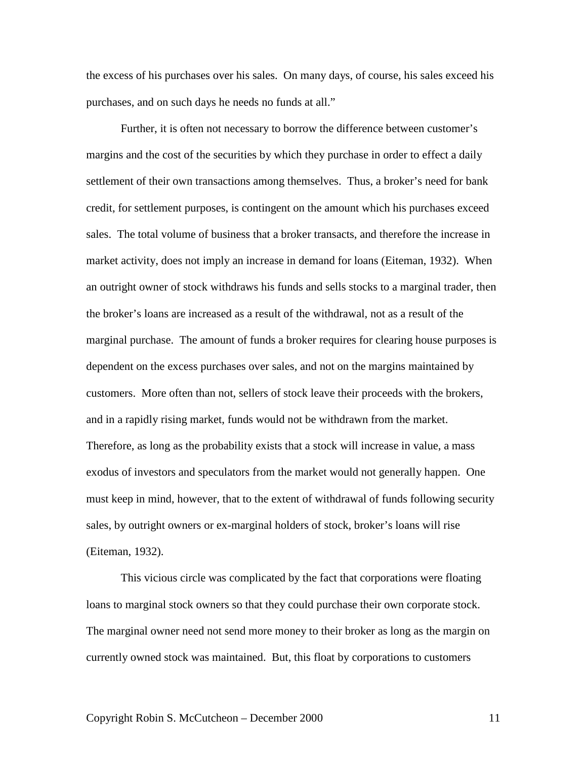the excess of his purchases over his sales. On many days, of course, his sales exceed his purchases, and on such days he needs no funds at all."

Further, it is often not necessary to borrow the difference between customer's margins and the cost of the securities by which they purchase in order to effect a daily settlement of their own transactions among themselves. Thus, a broker's need for bank credit, for settlement purposes, is contingent on the amount which his purchases exceed sales. The total volume of business that a broker transacts, and therefore the increase in market activity, does not imply an increase in demand for loans (Eiteman, 1932). When an outright owner of stock withdraws his funds and sells stocks to a marginal trader, then the broker's loans are increased as a result of the withdrawal, not as a result of the marginal purchase. The amount of funds a broker requires for clearing house purposes is dependent on the excess purchases over sales, and not on the margins maintained by customers. More often than not, sellers of stock leave their proceeds with the brokers, and in a rapidly rising market, funds would not be withdrawn from the market. Therefore, as long as the probability exists that a stock will increase in value, a mass exodus of investors and speculators from the market would not generally happen. One must keep in mind, however, that to the extent of withdrawal of funds following security sales, by outright owners or ex-marginal holders of stock, broker's loans will rise (Eiteman, 1932).

This vicious circle was complicated by the fact that corporations were floating loans to marginal stock owners so that they could purchase their own corporate stock. The marginal owner need not send more money to their broker as long as the margin on currently owned stock was maintained. But, this float by corporations to customers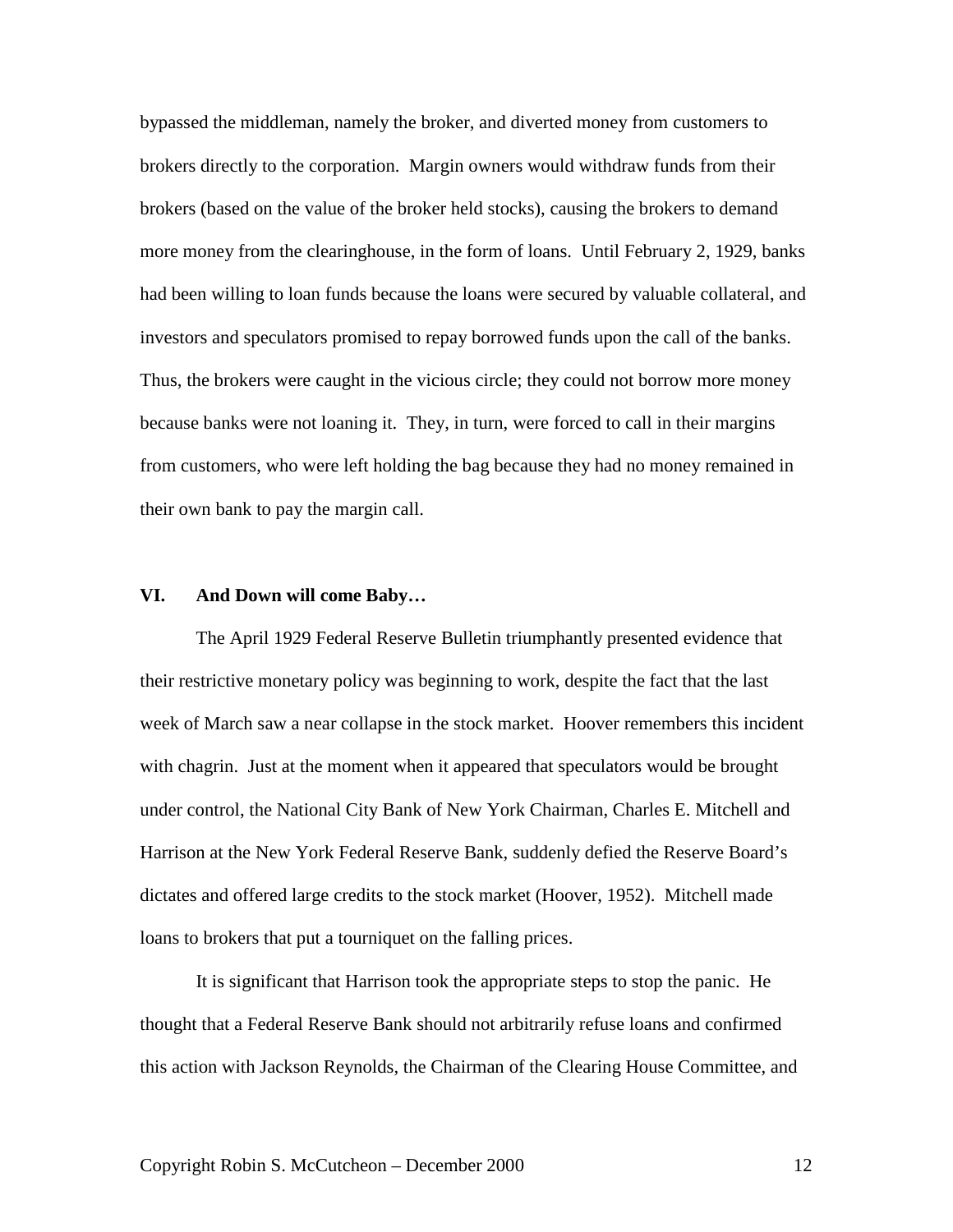bypassed the middleman, namely the broker, and diverted money from customers to brokers directly to the corporation. Margin owners would withdraw funds from their brokers (based on the value of the broker held stocks), causing the brokers to demand more money from the clearinghouse, in the form of loans. Until February 2, 1929, banks had been willing to loan funds because the loans were secured by valuable collateral, and investors and speculators promised to repay borrowed funds upon the call of the banks. Thus, the brokers were caught in the vicious circle; they could not borrow more money because banks were not loaning it. They, in turn, were forced to call in their margins from customers, who were left holding the bag because they had no money remained in their own bank to pay the margin call.

## VI. And Down will come Baby…

The April 1929 Federal Reserve Bulletin triumphantly presented evidence that their restrictive monetary policy was beginning to work, despite the fact that the last week of March saw a near collapse in the stock market. Hoover remembers this incident with chagrin. Just at the moment when it appeared that speculators would be brought under control, the National City Bank of New York Chairman, Charles E. Mitchell and Harrison at the New York Federal Reserve Bank, suddenly defied the Reserve Board's dictates and offered large credits to the stock market (Hoover, 1952). Mitchell made loans to brokers that put a tourniquet on the falling prices.

It is significant that Harrison took the appropriate steps to stop the panic. He thought that a Federal Reserve Bank should not arbitrarily refuse loans and confirmed this action with Jackson Reynolds, the Chairman of the Clearing House Committee, and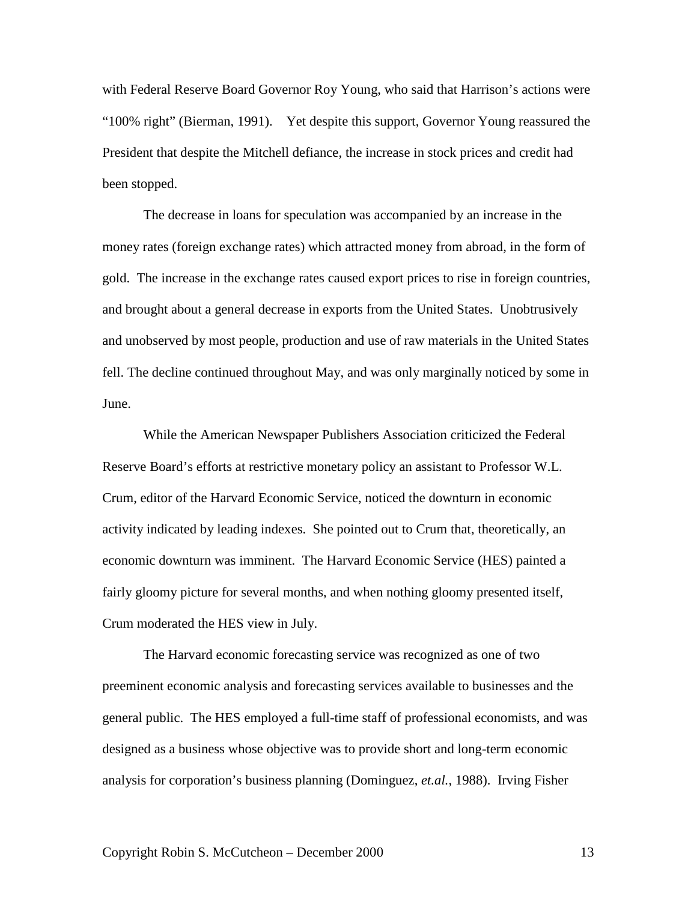with Federal Reserve Board Governor Roy Young, who said that Harrison's actions were "100% right" (Bierman, 1991). Yet despite this support, Governor Young reassured the President that despite the Mitchell defiance, the increase in stock prices and credit had been stopped.

The decrease in loans for speculation was accompanied by an increase in the money rates (foreign exchange rates) which attracted money from abroad, in the form of gold. The increase in the exchange rates caused export prices to rise in foreign countries, and brought about a general decrease in exports from the United States. Unobtrusively and unobserved by most people, production and use of raw materials in the United States fell. The decline continued throughout May, and was only marginally noticed by some in June.

While the American Newspaper Publishers Association criticized the Federal Reserve Board's efforts at restrictive monetary policy an assistant to Professor W.L. Crum, editor of the Harvard Economic Service, noticed the downturn in economic activity indicated by leading indexes. She pointed out to Crum that, theoretically, an economic downturn was imminent. The Harvard Economic Service (HES) painted a fairly gloomy picture for several months, and when nothing gloomy presented itself, Crum moderated the HES view in July.

The Harvard economic forecasting service was recognized as one of two preeminent economic analysis and forecasting services available to businesses and the general public. The HES employed a full-time staff of professional economists, and was designed as a business whose objective was to provide short and long-term economic analysis for corporation's business planning (Dominguez, *et.al.*, 1988). Irving Fisher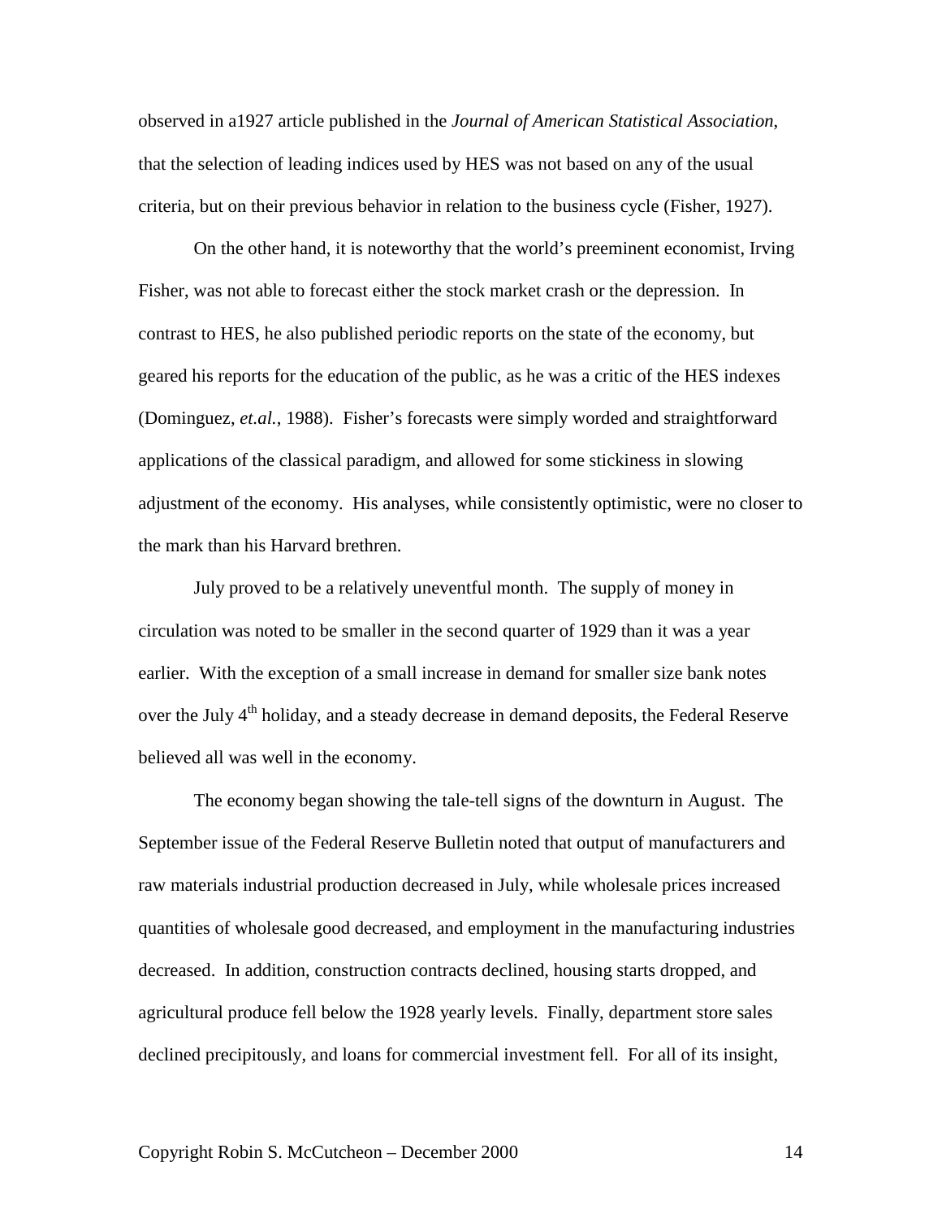observed in a1927 article published in the *Journal of American Statistical Association*, that the selection of leading indices used by HES was not based on any of the usual criteria, but on their previous behavior in relation to the business cycle (Fisher, 1927).

On the other hand, it is noteworthy that the world's preeminent economist, Irving Fisher, was not able to forecast either the stock market crash or the depression. In contrast to HES, he also published periodic reports on the state of the economy, but geared his reports for the education of the public, as he was a critic of the HES indexes (Dominguez, *et.al.*, 1988). Fisher's forecasts were simply worded and straightforward applications of the classical paradigm, and allowed for some stickiness in slowing adjustment of the economy. His analyses, while consistently optimistic, were no closer to the mark than his Harvard brethren.

July proved to be a relatively uneventful month. The supply of money in circulation was noted to be smaller in the second quarter of 1929 than it was a year earlier. With the exception of a small increase in demand for smaller size bank notes over the July 4th holiday, and a steady decrease in demand deposits, the Federal Reserve believed all was well in the economy.

The economy began showing the tale-tell signs of the downturn in August. The September issue of the Federal Reserve Bulletin noted that output of manufacturers and raw materials industrial production decreased in July, while wholesale prices increased quantities of wholesale good decreased, and employment in the manufacturing industries decreased. In addition, construction contracts declined, housing starts dropped, and agricultural produce fell below the 1928 yearly levels. Finally, department store sales declined precipitously, and loans for commercial investment fell. For all of its insight,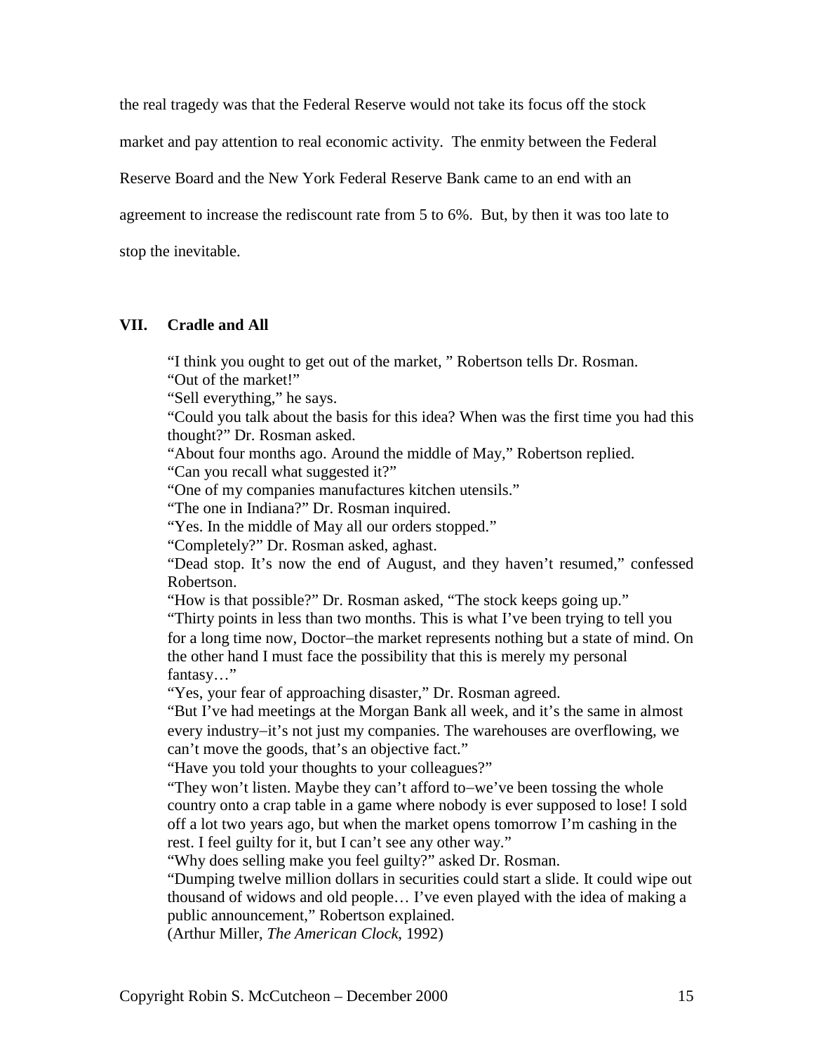the real tragedy was that the Federal Reserve would not take its focus off the stock market and pay attention to real economic activity. The enmity between the Federal Reserve Board and the New York Federal Reserve Bank came to an end with an agreement to increase the rediscount rate from 5 to 6%. But, by then it was too late to stop the inevitable.

## VII. Cradle and All

> "I think you ought to get out of the market, " Robertson tells Dr. Rosman.
> "Out of the market!"
> "Sell everything," he says.
> "Could you talk about the basis for this idea? When was the first time you had this thought?" Dr. Rosman asked.
> "About four months ago. Around the middle of May," Robertson replied.
> "Can you recall what suggested it?"
> "One of my companies manufactures kitchen utensils."
> "The one in Indiana?" Dr. Rosman inquired.
> "Yes. In the middle of May all our orders stopped."
> "Completely?" Dr. Rosman asked, aghast.
> "Dead stop. It's now the end of August, and they haven't resumed," confessed Robertson.
> "How is that possible?" Dr. Rosman asked, "The stock keeps going up."
> "Thirty points in less than two months. This is what I've been trying to tell you for a long time now, Doctor–the market represents nothing but a state of mind. On the other hand I must face the possibility that this is merely my personal fantasy…"
> "Yes, your fear of approaching disaster," Dr. Rosman agreed.
> "But I've had meetings at the Morgan Bank all week, and it's the same in almost every industry–it's not just my companies. The warehouses are overflowing, we can't move the goods, that's an objective fact."
> "Have you told your thoughts to your colleagues?"
> "They won't listen. Maybe they can't afford to–we've been tossing the whole country onto a crap table in a game where nobody is ever supposed to lose! I sold off a lot two years ago, but when the market opens tomorrow I'm cashing in the rest. I feel guilty for it, but I can't see any other way."
> "Why does selling make you feel guilty?" asked Dr. Rosman.
> "Dumping twelve million dollars in securities could start a slide. It could wipe out thousand of widows and old people… I've even played with the idea of making a public announcement," Robertson explained.
> (Arthur Miller, *The American Clock*, 1992)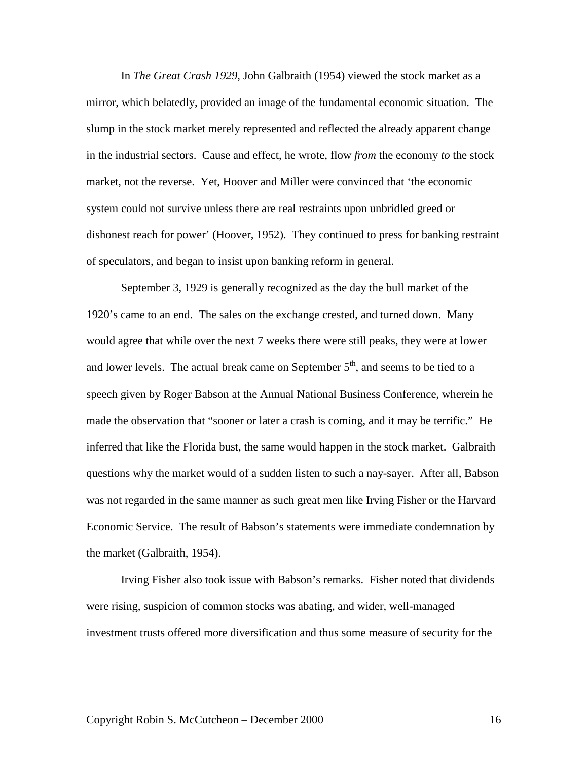In *The Great Crash 1929*, John Galbraith (1954) viewed the stock market as a mirror, which belatedly, provided an image of the fundamental economic situation. The slump in the stock market merely represented and reflected the already apparent change in the industrial sectors. Cause and effect, he wrote, flow *from* the economy *to* the stock market, not the reverse. Yet, Hoover and Miller were convinced that 'the economic system could not survive unless there are real restraints upon unbridled greed or dishonest reach for power' (Hoover, 1952). They continued to press for banking restraint of speculators, and began to insist upon banking reform in general.

September 3, 1929 is generally recognized as the day the bull market of the 1920's came to an end. The sales on the exchange crested, and turned down. Many would agree that while over the next 7 weeks there were still peaks, they were at lower and lower levels. The actual break came on September 5th, and seems to be tied to a speech given by Roger Babson at the Annual National Business Conference, wherein he made the observation that "sooner or later a crash is coming, and it may be terrific." He inferred that like the Florida bust, the same would happen in the stock market. Galbraith questions why the market would of a sudden listen to such a nay-sayer. After all, Babson was not regarded in the same manner as such great men like Irving Fisher or the Harvard Economic Service. The result of Babson's statements were immediate condemnation by the market (Galbraith, 1954).

Irving Fisher also took issue with Babson's remarks. Fisher noted that dividends were rising, suspicion of common stocks was abating, and wider, well-managed investment trusts offered more diversification and thus some measure of security for the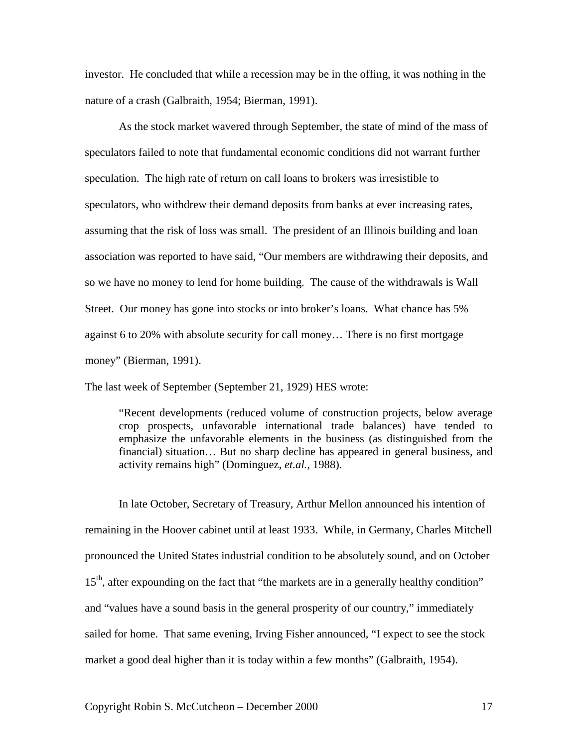investor. He concluded that while a recession may be in the offing, it was nothing in the nature of a crash (Galbraith, 1954; Bierman, 1991).

As the stock market wavered through September, the state of mind of the mass of speculators failed to note that fundamental economic conditions did not warrant further speculation. The high rate of return on call loans to brokers was irresistible to speculators, who withdrew their demand deposits from banks at ever increasing rates, assuming that the risk of loss was small. The president of an Illinois building and loan association was reported to have said, "Our members are withdrawing their deposits, and so we have no money to lend for home building. The cause of the withdrawals is Wall Street. Our money has gone into stocks or into broker's loans. What chance has 5% against 6 to 20% with absolute security for call money… There is no first mortgage money" (Bierman, 1991).

The last week of September (September 21, 1929) HES wrote:

> "Recent developments (reduced volume of construction projects, below average crop prospects, unfavorable international trade balances) have tended to emphasize the unfavorable elements in the business (as distinguished from the financial) situation… But no sharp decline has appeared in general business, and activity remains high" (Dominguez, *et.al.*, 1988).

In late October, Secretary of Treasury, Arthur Mellon announced his intention of remaining in the Hoover cabinet until at least 1933. While, in Germany, Charles Mitchell pronounced the United States industrial condition to be absolutely sound, and on October 15th, after expounding on the fact that "the markets are in a generally healthy condition" and "values have a sound basis in the general prosperity of our country," immediately sailed for home. That same evening, Irving Fisher announced, "I expect to see the stock market a good deal higher than it is today within a few months" (Galbraith, 1954).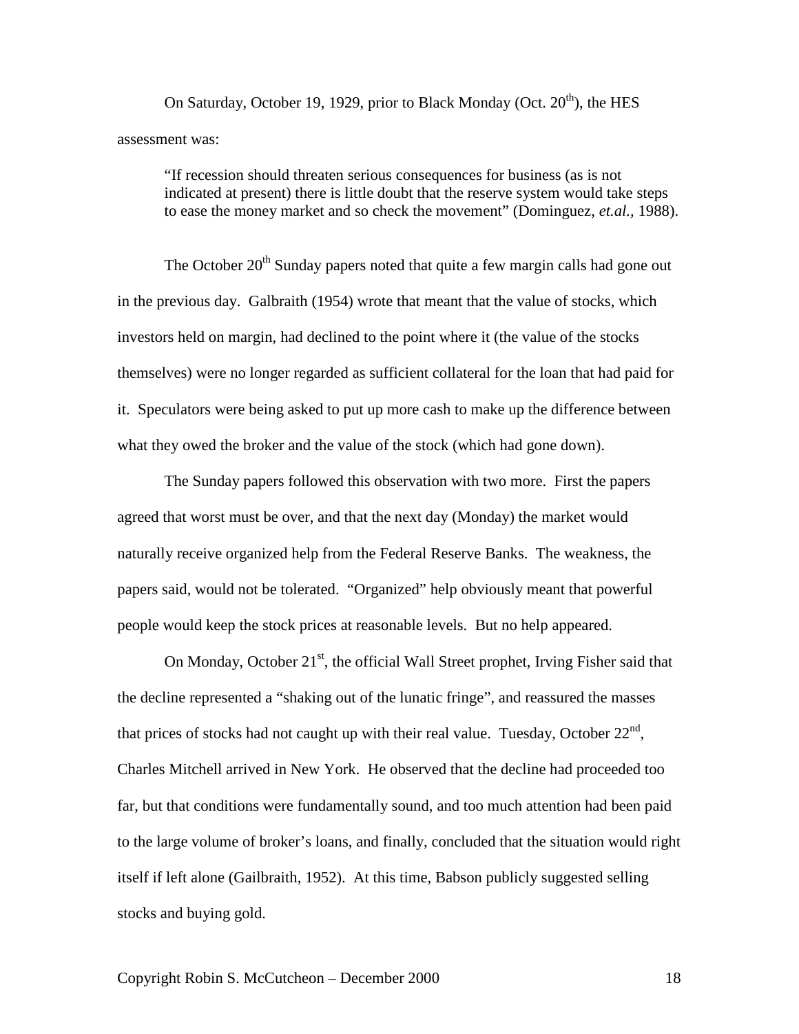On Saturday, October 19, 1929, prior to Black Monday (Oct. 20th), the HES assessment was:

> "If recession should threaten serious consequences for business (as is not indicated at present) there is little doubt that the reserve system would take steps to ease the money market and so check the movement" (Dominguez, *et.al.,* 1988).

The October 20th Sunday papers noted that quite a few margin calls had gone out in the previous day. Galbraith (1954) wrote that meant that the value of stocks, which investors held on margin, had declined to the point where it (the value of the stocks themselves) were no longer regarded as sufficient collateral for the loan that had paid for it. Speculators were being asked to put up more cash to make up the difference between what they owed the broker and the value of the stock (which had gone down).

The Sunday papers followed this observation with two more. First the papers agreed that worst must be over, and that the next day (Monday) the market would naturally receive organized help from the Federal Reserve Banks. The weakness, the papers said, would not be tolerated. "Organized" help obviously meant that powerful people would keep the stock prices at reasonable levels. But no help appeared.

On Monday, October 21st, the official Wall Street prophet, Irving Fisher said that the decline represented a "shaking out of the lunatic fringe", and reassured the masses that prices of stocks had not caught up with their real value. Tuesday, October 22nd, Charles Mitchell arrived in New York. He observed that the decline had proceeded too far, but that conditions were fundamentally sound, and too much attention had been paid to the large volume of broker's loans, and finally, concluded that the situation would right itself if left alone (Gailbraith, 1952). At this time, Babson publicly suggested selling stocks and buying gold.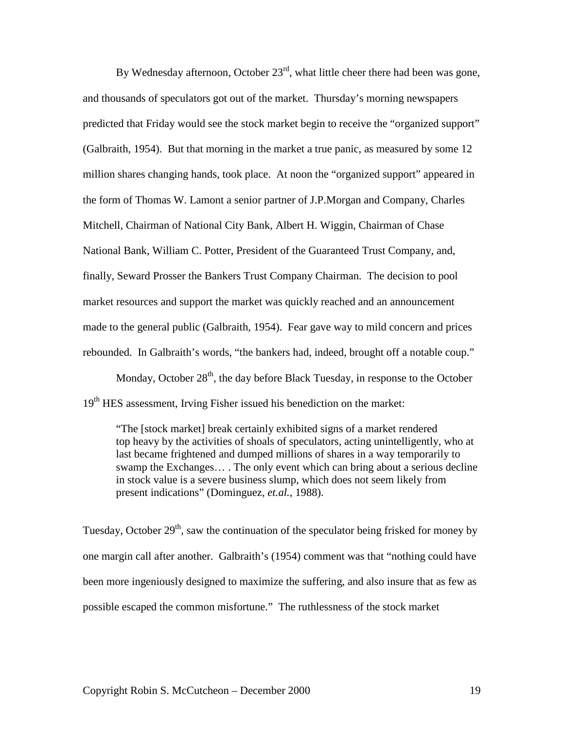By Wednesday afternoon, October 23rd, what little cheer there had been was gone, and thousands of speculators got out of the market. Thursday's morning newspapers predicted that Friday would see the stock market begin to receive the "organized support" (Galbraith, 1954). But that morning in the market a true panic, as measured by some 12 million shares changing hands, took place. At noon the "organized support" appeared in the form of Thomas W. Lamont a senior partner of J.P.Morgan and Company, Charles Mitchell, Chairman of National City Bank, Albert H. Wiggin, Chairman of Chase National Bank, William C. Potter, President of the Guaranteed Trust Company, and, finally, Seward Prosser the Bankers Trust Company Chairman. The decision to pool market resources and support the market was quickly reached and an announcement made to the general public (Galbraith, 1954). Fear gave way to mild concern and prices rebounded. In Galbraith's words, "the bankers had, indeed, brought off a notable coup."

Monday, October 28th, the day before Black Tuesday, in response to the October 19th HES assessment, Irving Fisher issued his benediction on the market:

> "The [stock market] break certainly exhibited signs of a market rendered top heavy by the activities of shoals of speculators, acting unintelligently, who at last became frightened and dumped millions of shares in a way temporarily to swamp the Exchanges… . The only event which can bring about a serious decline in stock value is a severe business slump, which does not seem likely from present indications" (Dominguez, *et.al.*, 1988).

Tuesday, October 29th, saw the continuation of the speculator being frisked for money by one margin call after another. Galbraith's (1954) comment was that "nothing could have been more ingeniously designed to maximize the suffering, and also insure that as few as possible escaped the common misfortune." The ruthlessness of the stock market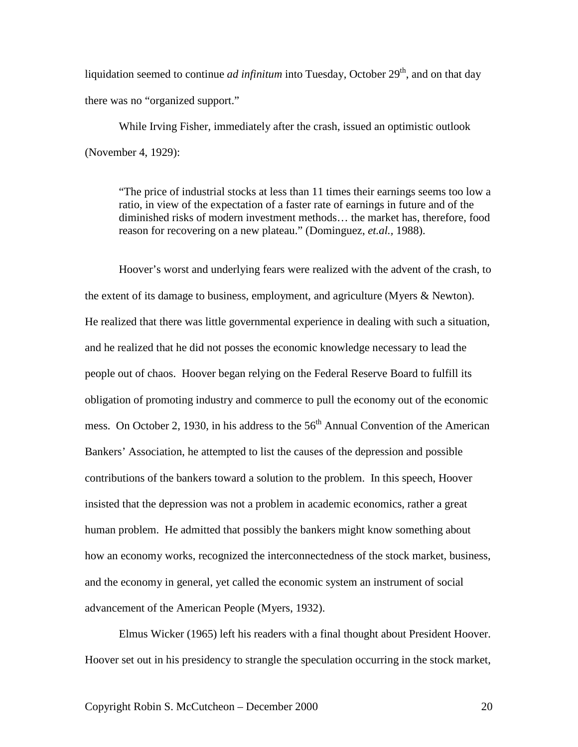liquidation seemed to continue *ad infinitum* into Tuesday, October 29th, and on that day there was no "organized support."

While Irving Fisher, immediately after the crash, issued an optimistic outlook (November 4, 1929):

> "The price of industrial stocks at less than 11 times their earnings seems too low a ratio, in view of the expectation of a faster rate of earnings in future and of the diminished risks of modern investment methods… the market has, therefore, food reason for recovering on a new plateau." (Dominguez, *et.al.*, 1988).

Hoover's worst and underlying fears were realized with the advent of the crash, to the extent of its damage to business, employment, and agriculture (Myers & Newton). He realized that there was little governmental experience in dealing with such a situation, and he realized that he did not posses the economic knowledge necessary to lead the people out of chaos. Hoover began relying on the Federal Reserve Board to fulfill its obligation of promoting industry and commerce to pull the economy out of the economic mess. On October 2, 1930, in his address to the 56th Annual Convention of the American Bankers' Association, he attempted to list the causes of the depression and possible contributions of the bankers toward a solution to the problem. In this speech, Hoover insisted that the depression was not a problem in academic economics, rather a great human problem. He admitted that possibly the bankers might know something about how an economy works, recognized the interconnectedness of the stock market, business, and the economy in general, yet called the economic system an instrument of social advancement of the American People (Myers, 1932).

Elmus Wicker (1965) left his readers with a final thought about President Hoover. Hoover set out in his presidency to strangle the speculation occurring in the stock market,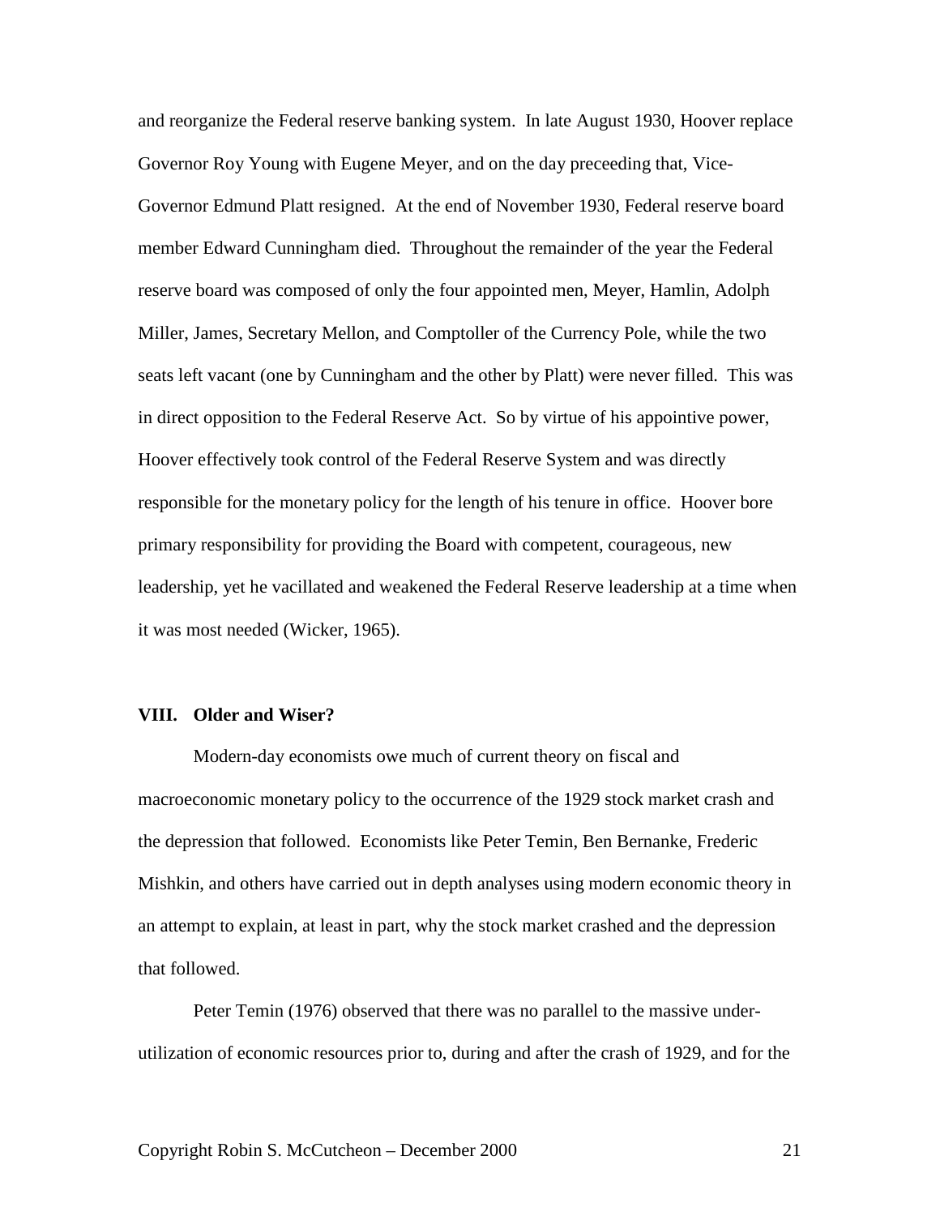and reorganize the Federal reserve banking system. In late August 1930, Hoover replace Governor Roy Young with Eugene Meyer, and on the day preceeding that, Vice-Governor Edmund Platt resigned. At the end of November 1930, Federal reserve board member Edward Cunningham died. Throughout the remainder of the year the Federal reserve board was composed of only the four appointed men, Meyer, Hamlin, Adolph Miller, James, Secretary Mellon, and Comptoller of the Currency Pole, while the two seats left vacant (one by Cunningham and the other by Platt) were never filled. This was in direct opposition to the Federal Reserve Act. So by virtue of his appointive power, Hoover effectively took control of the Federal Reserve System and was directly responsible for the monetary policy for the length of his tenure in office. Hoover bore primary responsibility for providing the Board with competent, courageous, new leadership, yet he vacillated and weakened the Federal Reserve leadership at a time when it was most needed (Wicker, 1965).

## VIII. Older and Wiser?

Modern-day economists owe much of current theory on fiscal and macroeconomic monetary policy to the occurrence of the 1929 stock market crash and the depression that followed. Economists like Peter Temin, Ben Bernanke, Frederic Mishkin, and others have carried out in depth analyses using modern economic theory in an attempt to explain, at least in part, why the stock market crashed and the depression that followed.

Peter Temin (1976) observed that there was no parallel to the massive under-utilization of economic resources prior to, during and after the crash of 1929, and for the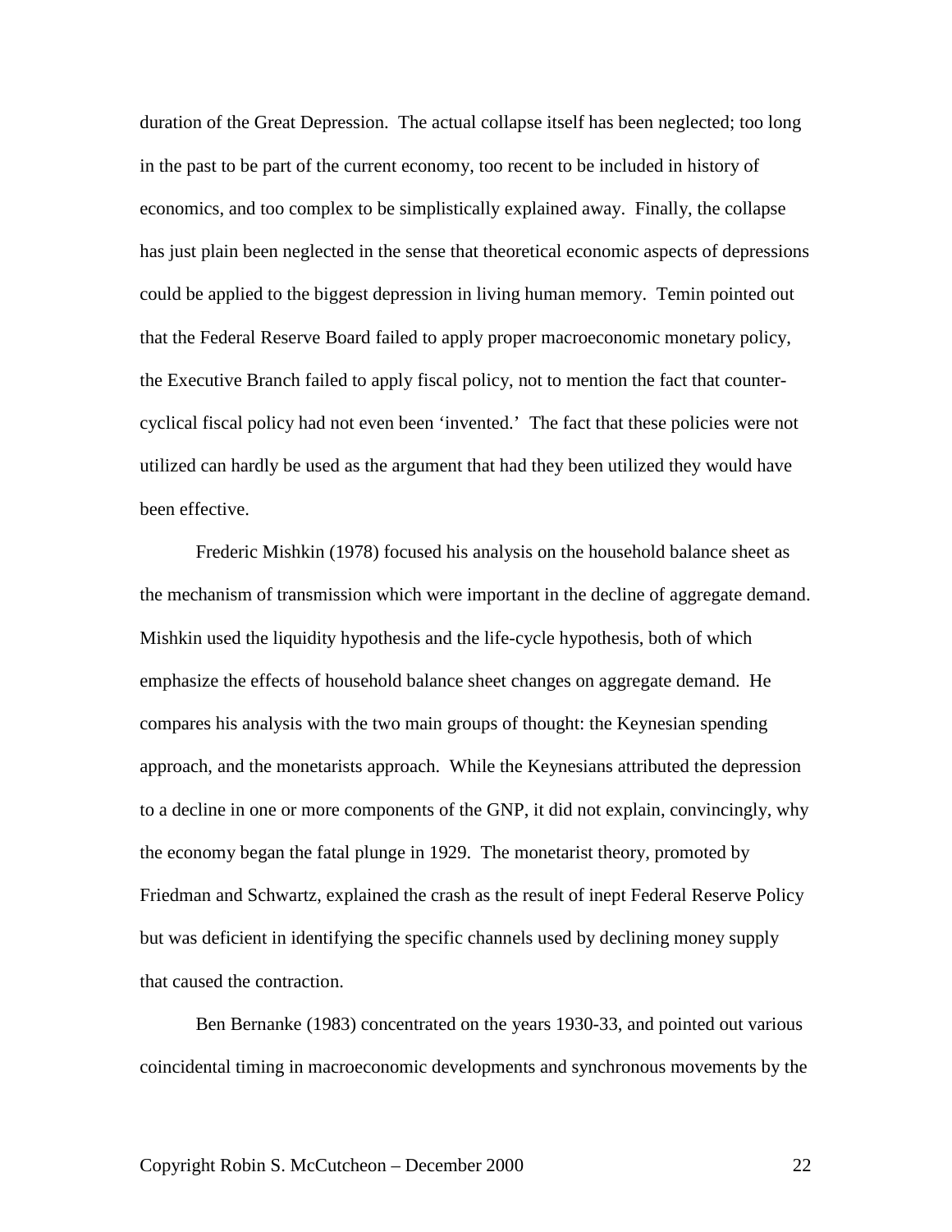duration of the Great Depression. The actual collapse itself has been neglected; too long in the past to be part of the current economy, too recent to be included in history of economics, and too complex to be simplistically explained away. Finally, the collapse has just plain been neglected in the sense that theoretical economic aspects of depressions could be applied to the biggest depression in living human memory. Temin pointed out that the Federal Reserve Board failed to apply proper macroeconomic monetary policy, the Executive Branch failed to apply fiscal policy, not to mention the fact that counter-cyclical fiscal policy had not even been 'invented.' The fact that these policies were not utilized can hardly be used as the argument that had they been utilized they would have been effective.

Frederic Mishkin (1978) focused his analysis on the household balance sheet as the mechanism of transmission which were important in the decline of aggregate demand. Mishkin used the liquidity hypothesis and the life-cycle hypothesis, both of which emphasize the effects of household balance sheet changes on aggregate demand. He compares his analysis with the two main groups of thought: the Keynesian spending approach, and the monetarists approach. While the Keynesians attributed the depression to a decline in one or more components of the GNP, it did not explain, convincingly, why the economy began the fatal plunge in 1929. The monetarist theory, promoted by Friedman and Schwartz, explained the crash as the result of inept Federal Reserve Policy but was deficient in identifying the specific channels used by declining money supply that caused the contraction.

Ben Bernanke (1983) concentrated on the years 1930-33, and pointed out various coincidental timing in macroeconomic developments and synchronous movements by the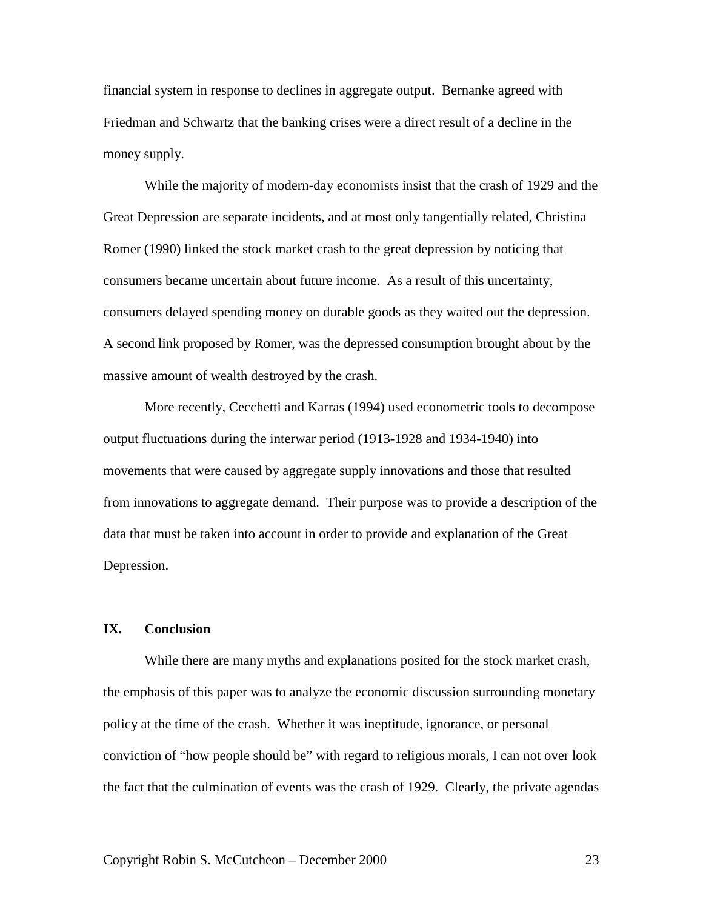financial system in response to declines in aggregate output. Bernanke agreed with Friedman and Schwartz that the banking crises were a direct result of a decline in the money supply.

While the majority of modern-day economists insist that the crash of 1929 and the Great Depression are separate incidents, and at most only tangentially related, Christina Romer (1990) linked the stock market crash to the great depression by noticing that consumers became uncertain about future income. As a result of this uncertainty, consumers delayed spending money on durable goods as they waited out the depression. A second link proposed by Romer, was the depressed consumption brought about by the massive amount of wealth destroyed by the crash.

More recently, Cecchetti and Karras (1994) used econometric tools to decompose output fluctuations during the interwar period (1913-1928 and 1934-1940) into movements that were caused by aggregate supply innovations and those that resulted from innovations to aggregate demand. Their purpose was to provide a description of the data that must be taken into account in order to provide and explanation of the Great Depression.

## IX. Conclusion

While there are many myths and explanations posited for the stock market crash, the emphasis of this paper was to analyze the economic discussion surrounding monetary policy at the time of the crash. Whether it was ineptitude, ignorance, or personal conviction of "how people should be" with regard to religious morals, I can not over look the fact that the culmination of events was the crash of 1929. Clearly, the private agendas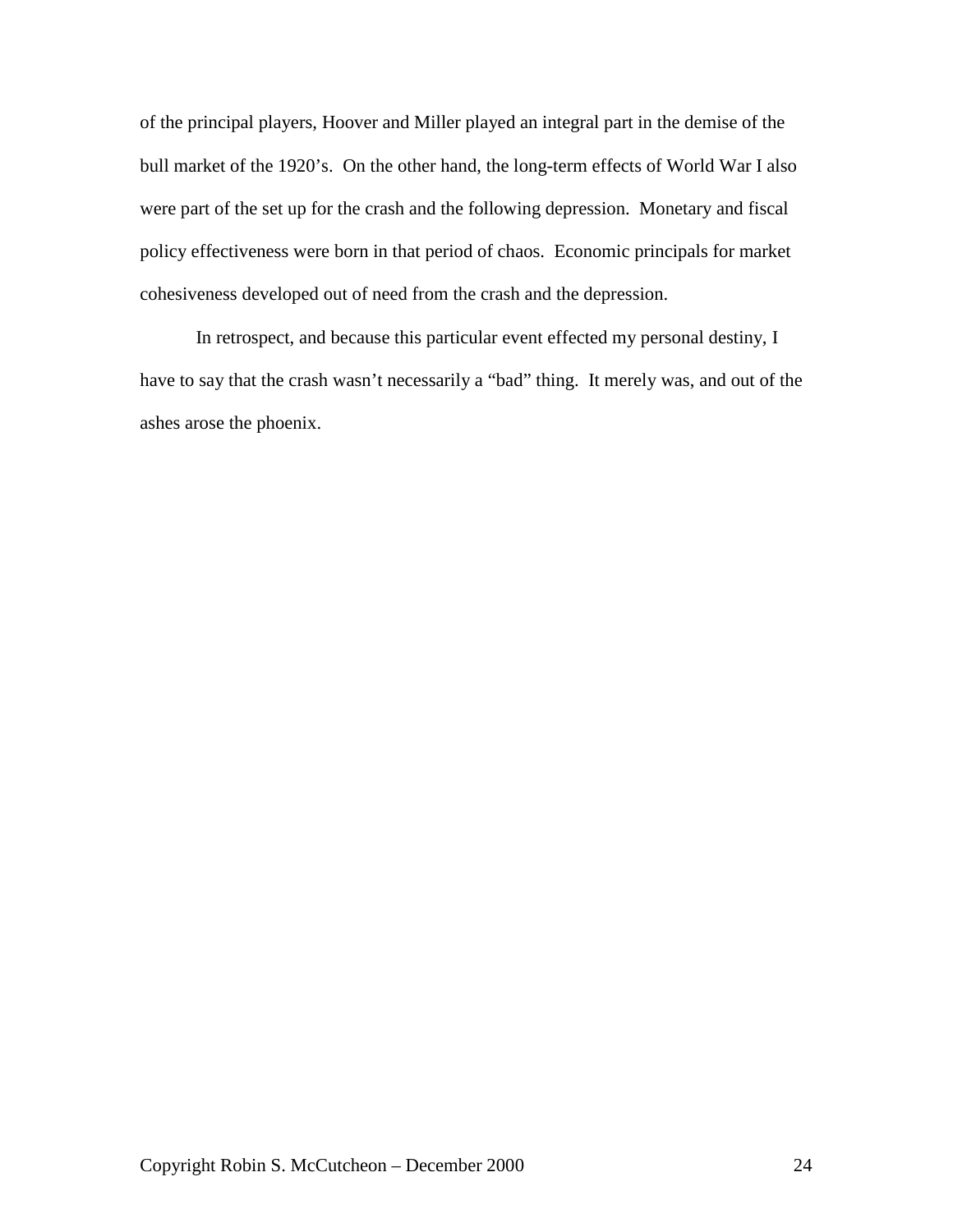of the principal players, Hoover and Miller played an integral part in the demise of the bull market of the 1920's. On the other hand, the long-term effects of World War I also were part of the set up for the crash and the following depression. Monetary and fiscal policy effectiveness were born in that period of chaos. Economic principals for market cohesiveness developed out of need from the crash and the depression.

In retrospect, and because this particular event effected my personal destiny, I have to say that the crash wasn't necessarily a "bad" thing. It merely was, and out of the ashes arose the phoenix.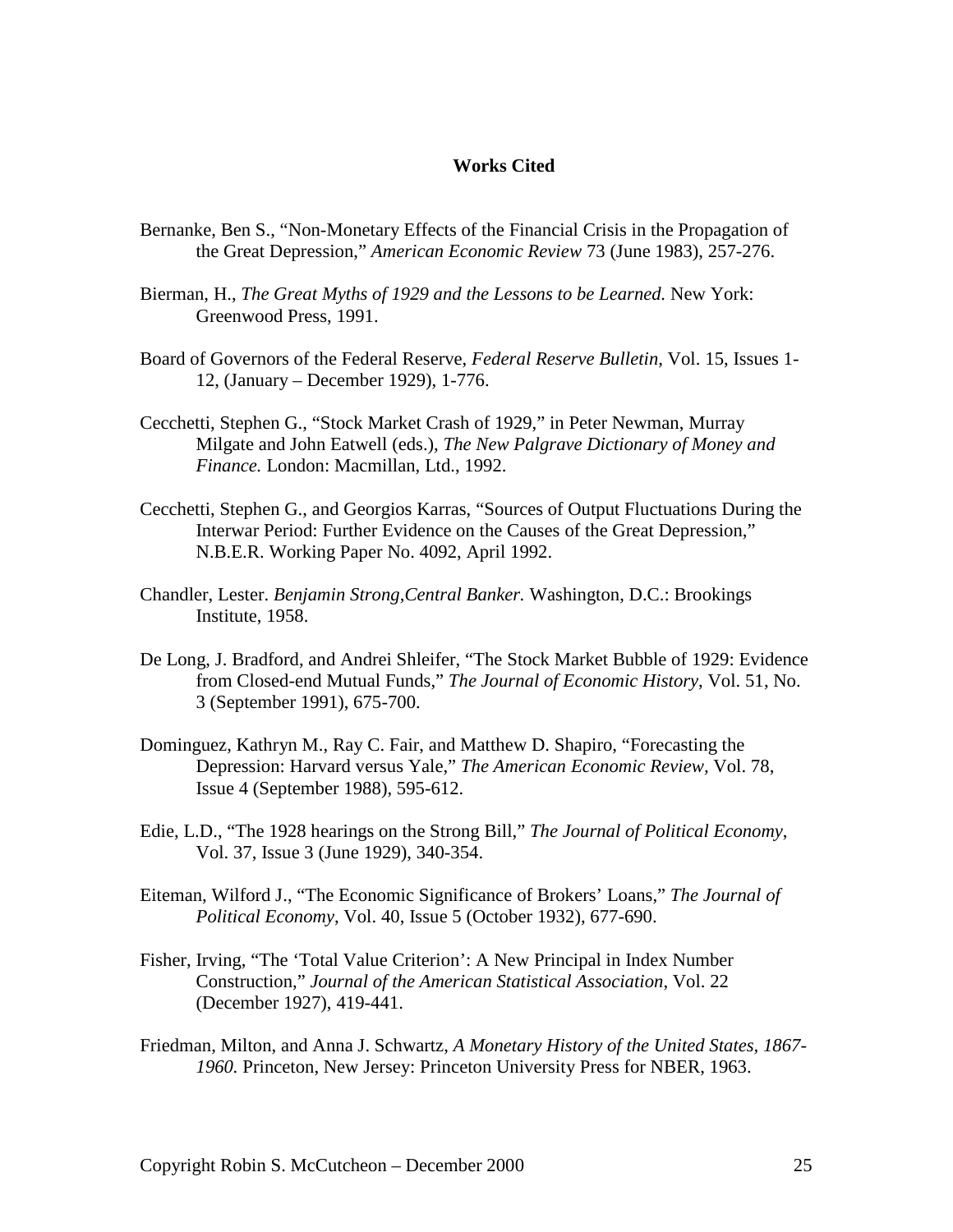## Works Cited

Bernanke, Ben S., "Non-Monetary Effects of the Financial Crisis in the Propagation of the Great Depression," *American Economic Review* 73 (June 1983), 257-276.

Bierman, H., *The Great Myths of 1929 and the Lessons to be Learned.* New York: Greenwood Press, 1991.

Board of Governors of the Federal Reserve, *Federal Reserve Bulletin*, Vol. 15, Issues 1-12, (January – December 1929), 1-776.

Cecchetti, Stephen G., "Stock Market Crash of 1929," in Peter Newman, Murray Milgate and John Eatwell (eds.), *The New Palgrave Dictionary of Money and Finance.* London: Macmillan, Ltd., 1992.

Cecchetti, Stephen G., and Georgios Karras, "Sources of Output Fluctuations During the Interwar Period: Further Evidence on the Causes of the Great Depression," N.B.E.R. Working Paper No. 4092, April 1992.

Chandler, Lester. *Benjamin Strong,Central Banker.* Washington, D.C.: Brookings Institute, 1958.

De Long, J. Bradford, and Andrei Shleifer, "The Stock Market Bubble of 1929: Evidence from Closed-end Mutual Funds," *The Journal of Economic History*, Vol. 51, No. 3 (September 1991), 675-700.

Dominguez, Kathryn M., Ray C. Fair, and Matthew D. Shapiro, "Forecasting the Depression: Harvard versus Yale," *The American Economic Review*, Vol. 78, Issue 4 (September 1988), 595-612.

Edie, L.D., "The 1928 hearings on the Strong Bill," *The Journal of Political Economy*, Vol. 37, Issue 3 (June 1929), 340-354.

Eiteman, Wilford J., "The Economic Significance of Brokers' Loans," *The Journal of Political Economy*, Vol. 40, Issue 5 (October 1932), 677-690.

Fisher, Irving, "The 'Total Value Criterion': A New Principal in Index Number Construction," *Journal of the American Statistical Association*, Vol. 22 (December 1927), 419-441.

Friedman, Milton, and Anna J. Schwartz, *A Monetary History of the United States, 1867-1960.* Princeton, New Jersey: Princeton University Press for NBER, 1963.

Copyright Robin S. McCutcheon – December 2000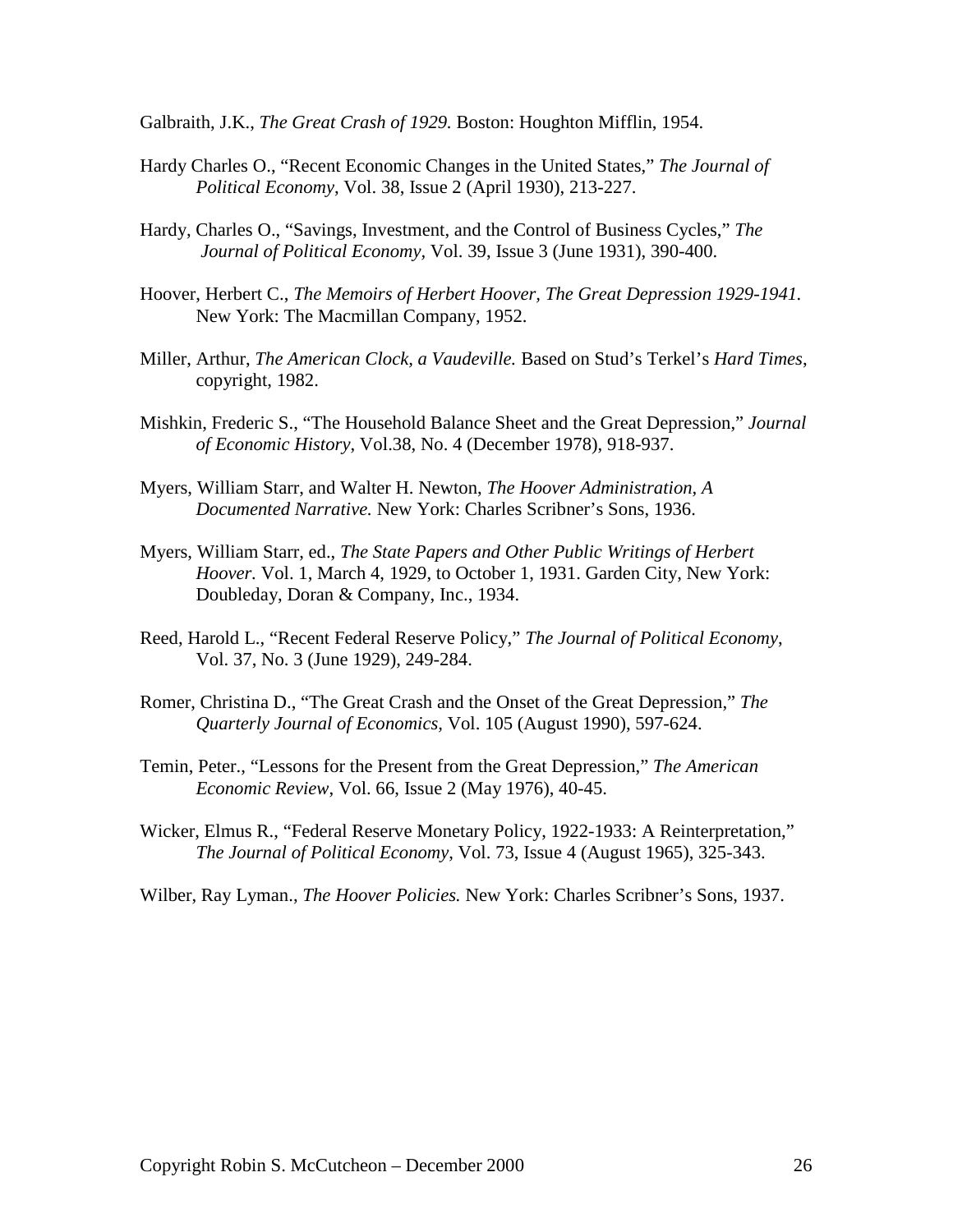Galbraith, J.K., *The Great Crash of 1929.* Boston: Houghton Mifflin, 1954.

Hardy Charles O., "Recent Economic Changes in the United States," *The Journal of Political Economy*, Vol. 38, Issue 2 (April 1930), 213-227.

Hardy, Charles O., "Savings, Investment, and the Control of Business Cycles," *The Journal of Political Economy,* Vol. 39, Issue 3 (June 1931), 390-400.

Hoover, Herbert C., *The Memoirs of Herbert Hoover, The Great Depression 1929-1941.* New York: The Macmillan Company, 1952.

Miller, Arthur, *The American Clock, a Vaudeville.* Based on Stud's Terkel's *Hard Times*, copyright, 1982.

Mishkin, Frederic S., "The Household Balance Sheet and the Great Depression," *Journal of Economic History*, Vol.38, No. 4 (December 1978), 918-937.

Myers, William Starr, and Walter H. Newton, *The Hoover Administration, A Documented Narrative.* New York: Charles Scribner's Sons, 1936.

Myers, William Starr, ed., *The State Papers and Other Public Writings of Herbert Hoover.* Vol. 1, March 4, 1929, to October 1, 1931. Garden City, New York: Doubleday, Doran & Company, Inc., 1934.

Reed, Harold L., "Recent Federal Reserve Policy," *The Journal of Political Economy*, Vol. 37, No. 3 (June 1929), 249-284.

Romer, Christina D., "The Great Crash and the Onset of the Great Depression," *The Quarterly Journal of Economics,* Vol. 105 (August 1990), 597-624.

Temin, Peter., "Lessons for the Present from the Great Depression," *The American Economic Review*, Vol. 66, Issue 2 (May 1976), 40-45.

Wicker, Elmus R., "Federal Reserve Monetary Policy, 1922-1933: A Reinterpretation," *The Journal of Political Economy*, Vol. 73, Issue 4 (August 1965), 325-343.

Wilber, Ray Lyman., *The Hoover Policies.* New York: Charles Scribner's Sons, 1937.

Copyright Robin S. McCutcheon – December 2000